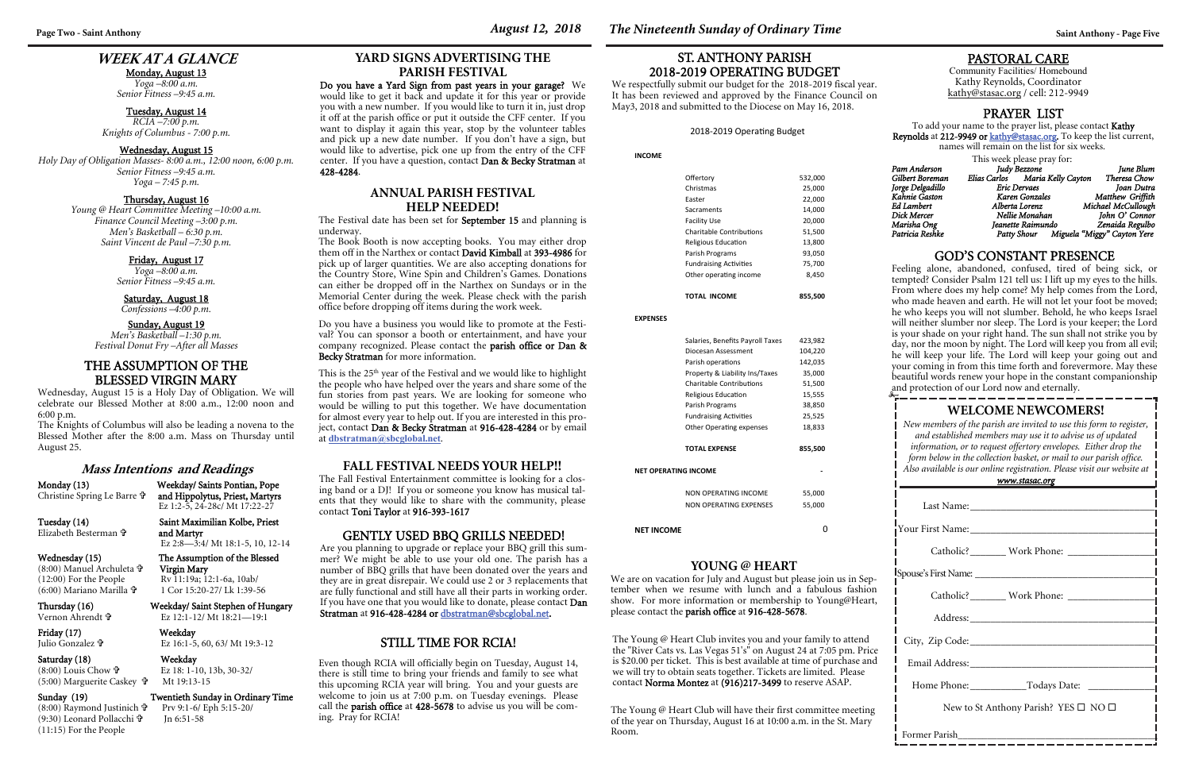# WEEK AT A GLANCE

**Monday, August 13**
*Yoga –8:00 a.m.*
*Senior Fitness –9:45 a.m.*

**Tuesday, August 14**
*RCIA –7:00 p.m.*
*Knights of Columbus - 7:00 p.m.*

**Wednesday, August 15**
*Holy Day of Obligation Masses- 8:00 a.m., 12:00 noon, 6:00 p.m.*
*Senior Fitness –9:45 a.m.*
*Yoga – 7:45 p.m.*

**Thursday, August 16**
*Young @ Heart Committee Meeting –10:00 a.m.*
*Finance Council Meeting –3:00 p.m.*
*Men's Basketball – 6:30 p.m.*
*Saint Vincent de Paul –7:30 p.m.*

**Friday, August 17**
*Yoga –8:00 a.m.*
*Senior Fitness –9:45 a.m.*

**Saturday, August 18**
*Confessions –4:00 p.m.*

**Sunday, August 19**
*Men's Basketball –1:30 p.m.*
*Festival Donut Fry –After all Masses*

## THE ASSUMPTION OF THE BLESSED VIRGIN MARY

Wednesday, August 15 is a Holy Day of Obligation. We will celebrate our Blessed Mother at 8:00 a.m., 12:00 noon and 6:00 p.m.

The Knights of Columbus will also be leading a novena to the Blessed Mother after the 8:00 a.m. Mass on Thursday until August 25.

## *Mass Intentions and Readings*

**Monday (13)** — **Weekday/ Saints Pontian, Pope and Hippolytus, Priest, Martyrs**
Christine Spring Le Barre ✞ — Ez 1:2-5, 24-28c/ Mt 17:22-27

**Tuesday (14)** — **Saint Maximilian Kolbe, Priest and Martyr**
Elizabeth Besterman ✞ — Ez 2:8—3:4/ Mt 18:1-5, 10, 12-14

**Wednesday (15)** — **The Assumption of the Blessed Virgin Mary**
(8:00) Manuel Archuleta ✞ — Rv 11:19a; 12:1-6a, 10ab/
(12:00) For the People — 1 Cor 15:20-27/ Lk 1:39-56
(6:00) Mariano Marilla ✞

**Thursday (16)** — **Weekday/ Saint Stephen of Hungary**
Vernon Ahrendt ✞ — Ez 12:1-12/ Mt 18:21—19:1

**Friday (17)** — **Weekday**
Julio Gonzalez ✞ — Ez 16:1-5, 60, 63/ Mt 19:3-12

**Saturday (18)** — **Weekday**
(8:00) Louis Chow ✞ — Ez 18: 1-10, 13b, 30-32/
(5:00) Marguerite Caskey ✞ — Mt 19:13-15

**Sunday (19)** — **Twentieth Sunday in Ordinary Time**
(8:00) Raymond Justinich ✞ — Prv 9:1-6/ Eph 5:15-20/
(9:30) Leonard Pollacchi ✞ — Jn 6:51-58
(11:15) For the People

## YARD SIGNS ADVERTISING THE PARISH FESTIVAL

**Do you have a Yard Sign from past years in your garage?** We would like to get it back and update it for this year or provide you with a new number. If you would like to turn it in, just drop it off at the parish office or put it outside the CFF center. If you want to display it again this year, stop by the volunteer tables and pick up a new date number. If you don't have a sign, but would like to advertise, pick one up from the entry of the CFF center. If you have a question, contact **Dan & Becky Stratman** at **428-4284**.

## ANNUAL PARISH FESTIVAL HELP NEEDED!

The Festival date has been set for **September 15** and planning is underway.

The Book Booth is now accepting books. You may either drop them off in the Narthex or contact **David Kimball** at **393-4986** for pick up of larger quantities. We are also accepting donations for the Country Store, Wine Spin and Children's Games. Donations can either be dropped off in the Narthex on Sundays or in the Memorial Center during the week. Please check with the parish office before dropping off items during the work week.

Do you have a business you would like to promote at the Festival? You can sponsor a booth or entertainment, and have your company recognized. Please contact the **parish office** or **Dan & Becky Stratman** for more information.

This is the 25th year of the Festival and we would like to highlight the people who have helped over the years and share some of the fun stories from past years. We are looking for someone who would be willing to put this together. We have documentation for almost every year to help out. If you are interested in this project, contact **Dan & Becky Stratman** at **916-428-4284** or by email at **dbstratman@sbcglobal.net**.

## FALL FESTIVAL NEEDS YOUR HELP!!

The Fall Festival Entertainment committee is looking for a closing band or a DJ! If you or someone you know has musical talents that they would like to share with the community, please contact **Toni Taylor** at **916-393-1617**

## GENTLY USED BBQ GRILLS NEEDED!

Are you planning to upgrade or replace your BBQ grill this summer? We might be able to use your old one. The parish has a number of BBQ grills that have been donated over the years and they are in great disrepair. We could use 2 or 3 replacements that are fully functional and still have all their parts in working order. If you have one that you would like to donate, please contact **Dan Stratman** at **916-428-4284** or **dbstratman@sbcglobal.net.**

## STILL TIME FOR RCIA!

Even though RCIA will officially begin on Tuesday, August 14, there is still time to bring your friends and family to see what this upcoming RCIA year will bring. You and your guests are welcome to join us at 7:00 p.m. on Tuesday evenings. Please call the **parish office** at **428-5678** to advise us you will be coming. Pray for RCIA!

## ST. ANTHONY PARISH 2018-2019 OPERATING BUDGET

We respectfully submit our budget for the 2018-2019 fiscal year. It has been reviewed and approved by the Finance Council on May3, 2018 and submitted to the Diocese on May 16, 2018.

2018-2019 Operating Budget

| | |
|---|---|
| **INCOME** | |
| Offertory | 532,000 |
| Christmas | 25,000 |
| Easter | 22,000 |
| Sacraments | 14,000 |
| Facility Use | 20,000 |
| Charitable Contributions | 51,500 |
| Religious Education | 13,800 |
| Parish Programs | 93,050 |
| Fundraising Activities | 75,700 |
| Other operating income | 8,450 |
| **TOTAL INCOME** | **855,500** |
| **EXPENSES** | |
| Salaries, Benefits Payroll Taxes | 423,982 |
| Diocesan Assessment | 104,220 |
| Parish operations | 142,035 |
| Property & Liability Ins/Taxes | 35,000 |
| Charitable Contributions | 51,500 |
| Religious Education | 15,555 |
| Parish Programs | 38,850 |
| Fundraising Activities | 25,525 |
| Other Operating expenses | 18,833 |
| **TOTAL EXPENSE** | **855,500** |
| **NET OPERATING INCOME** | - |
| NON OPERATING INCOME | 55,000 |
| NON OPERATING EXPENSES | 55,000 |
| **NET INCOME** | 0 |

## YOUNG @ HEART

We are on vacation for July and August but please join us in September when we resume with lunch and a fabulous fashion show. For more information or membership to Young@Heart, please contact the **parish office** at **916-428-5678**.

The Young @ Heart Club invites you and your family to attend the "River Cats vs. Las Vegas 51's" on August 24 at 7:05 pm. Price is $20.00 per ticket. This is best available at time of purchase and we will try to obtain seats together. Tickets are limited. Please contact **Norma Montez** at **(916)217-3499** to reserve ASAP.

The Young @ Heart Club will have their first committee meeting of the year on Thursday, August 16 at 10:00 a.m. in the St. Mary Room.

## PASTORAL CARE

Community Facilities/ Homebound
Kathy Reynolds, Coordinator
kathy@stasac.org / cell: 212-9949

## PRAYER LIST

To add your name to the prayer list, please contact **Kathy Reynolds** at **212-9949 or kathy@stasac.org.** To keep the list current, names will remain on the list for six weeks.

This week please pray for:

*Pam Anderson, Judy Bezzone, June Blum, Gilbert Boreman, Elias Carlos, Maria Kelly Cayton, Theresa Chow, Jorge Delgadillo, Eric Dervaes, Joan Dutra, Kahnie Gaston, Karen Gonzales, Matthew Griffith, Ed Lambert, Alberta Lorenz, Michael McCullough, Dick Mercer, Nellie Monahan, John O' Connor, Marisha Ong, Jeanette Raimundo, Zenaida Regulbo, Patricia Reshke, Patty Shour, Miguela "Miggy" Cayton Yere*

## GOD'S CONSTANT PRESENCE

Feeling alone, abandoned, confused, tired of being sick, or tempted? Consider Psalm 121 tell us: I lift up my eyes to the hills. From where does my help come? My help comes from the Lord, who made heaven and earth. He will not let your foot be moved; he who keeps you will not slumber. Behold, he who keeps Israel will neither slumber nor sleep. The Lord is your keeper; the Lord is your shade on your right hand. The sun shall not strike you by day, nor the moon by night. The Lord will keep you from all evil; he will keep your life. The Lord will keep your going out and your coming in from this time forth and forevermore. May these beautiful words renew your hope in the constant companionship and protection of our Lord now and eternally.

## WELCOME NEWCOMERS!

*New members of the parish are invited to use this form to register, and established members may use it to advise us of updated information, or to request offertory envelopes. Either drop the form below in the collection basket, or mail to our parish office. Also available is our online registration. Please visit our website at* ***www.stasac.org***

Last Name:______________________________

Your First Name:__________________________

Catholic?_______ Work Phone: ______________

Spouse's First Name: ______________________

Catholic?_______ Work Phone: ______________

Address:________________________________

City, Zip Code:___________________________

Email Address:___________________________

Home Phone:___________Todays Date: ________

New to St Anthony Parish? YES ☐ NO ☐

Former Parish____________________________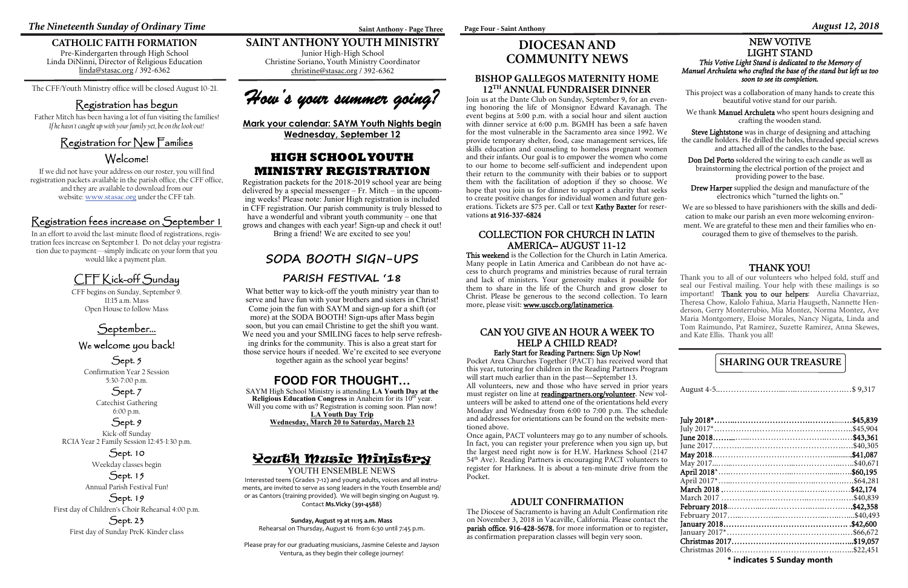# CATHOLIC FAITH FORMATION

Pre-Kindergarten through High School
Linda DiNinni, Director of Religious Education
linda@stasac.org / 392-6362

The CFF/Youth Ministry office will be closed August 10-21.

## Registration has begun

Father Mitch has been having a lot of fun visiting the families!
*If he hasn't caught up with your family yet, be on the look out!*

## Registration for New Families

### Welcome!

If we did not have your address on our roster, you will find registration packets available in the parish office, the CFF office, and they are available to download from our website: www.stasac.org under the CFF tab.

## Registration fees increase on September 1

In an effort to avoid the last-minute flood of registrations, registration fees increase on September 1. Do not delay your registration due to payment---simply indicate on your form that you would like a payment plan.

## CFF Kick-off Sunday

CFF begins on Sunday, September 9.
11:15 a.m. Mass
Open House to follow Mass

## September...

### We welcome you back!

**Sept. 5**
Confirmation Year 2 Session
5:30-7:00 p.m.

**Sept. 7**
Catechist Gathering
6:00 p.m.

**Sept. 9**
Kick-off Sunday
RCIA Year 2 Family Session 12:45-1:30 p.m.

**Sept. 10**
Weekday classes begin

**Sept. 15**
Annual Parish Festival Fun!

**Sept. 19**
First day of Children's Choir Rehearsal 4:00 p.m.

**Sept. 23**
First day of Sunday PreK-Kinder class

# SAINT ANTHONY YOUTH MINISTRY

Junior High-High School
Christine Soriano, Youth Ministry Coordinator
christine@stasac.org / 392-6362

*How's your summer going?*

**Mark your calendar: SAYM Youth Nights begin Wednesday, September 12**

## HIGH SCHOOL YOUTH MINISTRY REGISTRATION

Registration packets for the 2018-2019 school year are being delivered by a special messenger – Fr. Mitch – in the upcoming weeks! Please note: Junior High registration is included in CFF registration. Our parish community is truly blessed to have a wonderful and vibrant youth community – one that grows and changes with each year! Sign-up and check it out! Bring a friend! We are excited to see you!

## SODA BOOTH SIGN-UPS

### PARISH FESTIVAL '18

What better way to kick-off the youth ministry year than to serve and have fun with your brothers and sisters in Christ! Come join the fun with SAYM and sign-up for a shift (or more) at the SODA BOOTH! Sign-ups after Mass begin soon, but you can email Christine to get the shift you want. We need you and your SMILING faces to help serve refreshing drinks for the community. This is also a great start for those service hours if needed. We're excited to see everyone together again as the school year begins!

## FOOD FOR THOUGHT…

SAYM High School Ministry is attending **LA Youth Day at the Religious Education Congress** in Anaheim for its 10th year. Will you come with us? Registration is coming soon. Plan now!
**LA Youth Day Trip**
**Wednesday, March 20 to Saturday, March 23**

## Youth Music Ministry

YOUTH ENSEMBLE NEWS

Interested teens (Grades 7-12) and young adults, voices and all instruments, are invited to serve as song leaders in the Youth Ensemble and/or as Cantors (training provided). We will begin singing on August 19. Contact **Ms.Vicky (391-4588)**

**Sunday, August 19 at 11:15 a.m. Mass**
Rehearsal on Thursday, August 16 from 6:30 until 7:45 p.m.

Please pray for our graduating musicians, Jasmine Celeste and Jayson Ventura, as they begin their college journey!

# DIOCESAN AND COMMUNITY NEWS

## BISHOP GALLEGOS MATERNITY HOME 12TH ANNUAL FUNDRAISER DINNER

Join us at the Dante Club on Sunday, September 9, for an evening honoring the life of Monsignor Edward Kavanagh. The event begins at 5:00 p.m. with a social hour and silent auction with dinner service at 6:00 p.m. BGMH has been a safe haven for the most vulnerable in the Sacramento area since 1992. We provide temporary shelter, food, case management services, life skills education and counseling to homeless pregnant women and their infants. Our goal is to empower the women who come to our home to become self-sufficient and independent upon their return to the community with their babies or to support them with the facilitation of adoption if they so choose. We hope that you join us for dinner to support a charity that seeks to create positive changes for individual women and future generations. Tickets are $75 per. Call or text **Kathy Baxter** for reservations **at 916-337-6824**

## COLLECTION FOR CHURCH IN LATIN AMERICA– AUGUST 11-12

**This weekend** is the Collection for the Church in Latin America. Many people in Latin America and Caribbean do not have access to church programs and ministries because of rural terrain and lack of ministers. Your generosity makes it possible for them to share in the life of the Church and grow closer to Christ. Please be generous to the second collection. To learn more, please visit: **www.usccb.org/latinamerica**.

## CAN YOU GIVE AN HOUR A WEEK TO HELP A CHILD READ?

**Early Start for Reading Partners: Sign Up Now!**

Pocket Area Churches Together (PACT) has received word that this year, tutoring for children in the Reading Partners Program will start much earlier than in the past—September 13.

All volunteers, new and those who have served in prior years must register on line at **readingpartners.org/volunteer**. New volunteers will be asked to attend one of the orientations held every Monday and Wednesday from 6:00 to 7:00 p.m. The schedule and addresses for orientations can be found on the website mentioned above.

Once again, PACT volunteers may go to any number of schools. In fact, you can register your preference when you sign up, but the largest need right now is for H.W. Harkness School (2147 54th Ave). Reading Partners is encouraging PACT volunteers to register for Harkness. It is about a ten-minute drive from the Pocket.

## ADULT CONFIRMATION

The Diocese of Sacramento is having an Adult Confirmation rite on November 3, 2018 in Vacaville, California. Please contact the **parish office, 916-428-5678**, for more information or to register, as confirmation preparation classes will begin very soon.

## NEW VOTIVE LIGHT STAND

*This Votive Light Stand is dedicated to the Memory of Manuel Archuleta who crafted the base of the stand but left us too soon to see its completion.*

This project was a collaboration of many hands to create this beautiful votive stand for our parish.

We thank **Manuel Archuleta** who spent hours designing and crafting the wooden stand.

**Steve Lightstone** was in charge of designing and attaching the candle holders. He drilled the holes, threaded special screws and attached all of the candles to the base.

**Don Del Porto** soldered the wiring to each candle as well as brainstorming the electrical portion of the project and providing power to the base.

**Drew Harper** supplied the design and manufacture of the electronics which "turned the lights on."

We are so blessed to have parishioners with the skills and dedication to make our parish an even more welcoming environment. We are grateful to these men and their families who encouraged them to give of themselves to the parish.

## THANK YOU!

Thank you to all of our volunteers who helped fold, stuff and seal our Festival mailing. Your help with these mailings is so important! **Thank you to our helpers**: Aurelia Chavarriaz, Theresa Chow, Kalolo Fahiua, Maria Haugseth, Nannette Henderson, Gerry Monterrubio, Mia Montez, Norma Montez, Ave Maria Montgomery, Eloise Morales, Nancy Nigata, Linda and Tom Raimundo, Pat Ramirez, Suzette Ramirez, Anna Skewes, and Kate Ellis. Thank you all!

## SHARING OUR TREASURE

| | |
|---|---|
| August 4-5 | $ 9,317 |
| **July 2018*** | **$45,839** |
| July 2017* | $45,904 |
| **June 2018** | **$43,361** |
| June 2017 | $40,305 |
| **May 2018** | **$41,087** |
| May 2017 | $40,671 |
| **April 2018*** | **$60,195** |
| April 2017* | $64,281 |
| **March 2018** | **$42,174** |
| March 2017 | $40,839 |
| **February 2018** | **$42,358** |
| February 2017 | $40,493 |
| **January 2018** | **$42,600** |
| January 2017* | $66,672 |
| **Christmas 2017** | **$19,057** |
| Christmas 2016 | $22,451 |

**\* indicates 5 Sunday month**